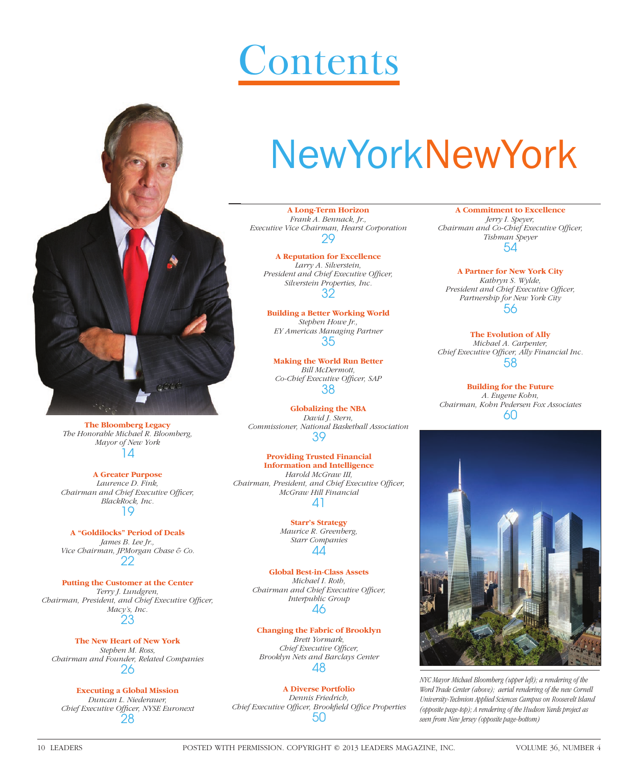# Contents

## NewYorkNewYork

**The Bloomberg Legacy**
*The Honorable Michael R. Bloomberg, Mayor of New York*
14

**A Greater Purpose**
*Laurence D. Fink, Chairman and Chief Executive Officer, BlackRock, Inc.*
19

**A "Goldilocks" Period of Deals**
*James B. Lee Jr., Vice Chairman, JPMorgan Chase & Co.*
22

**Putting the Customer at the Center**
*Terry J. Lundgren, Chairman, President, and Chief Executive Officer, Macy's, Inc.*
23

**The New Heart of New York**
*Stephen M. Ross, Chairman and Founder, Related Companies*
26

**Executing a Global Mission**
*Duncan L. Niederauer, Chief Executive Officer, NYSE Euronext*
28

**A Long-Term Horizon**
*Frank A. Bennack, Jr., Executive Vice Chairman, Hearst Corporation*
29

**A Reputation for Excellence**
*Larry A. Silverstein, President and Chief Executive Officer, Silverstein Properties, Inc.*
32

**Building a Better Working World**
*Stephen Howe Jr., EY Americas Managing Partner*
35

**Making the World Run Better**
*Bill McDermott, Co-Chief Executive Officer, SAP*
38

**Globalizing the NBA**
*David J. Stern, Commissioner, National Basketball Association*
39

**Providing Trusted Financial Information and Intelligence**
*Harold McGraw III, Chairman, President, and Chief Executive Officer, McGraw Hill Financial*
41

**Starr's Strategy**
*Maurice R. Greenberg, Starr Companies*
44

**Global Best-in-Class Assets**
*Michael I. Roth, Chairman and Chief Executive Officer, Interpublic Group*
46

**Changing the Fabric of Brooklyn**
*Brett Yormark, Chief Executive Officer, Brooklyn Nets and Barclays Center*
48

**A Diverse Portfolio**
*Dennis Friedrich, Chief Executive Officer, Brookfield Office Properties*
50

**A Commitment to Excellence**
*Jerry I. Speyer, Chairman and Co-Chief Executive Officer, Tishman Speyer*
54

**A Partner for New York City**
*Kathryn S. Wylde, President and Chief Executive Officer, Partnership for New York City*
56

**The Evolution of Ally**
*Michael A. Carpenter, Chief Executive Officer, Ally Financial Inc.*
58

**Building for the Future**
*A. Eugene Kohn, Chairman, Kohn Pedersen Fox Associates*
60

*NYC Mayor Michael Bloomberg (upper left); a rendering of the Word Trade Center (above); aerial rendering of the new Cornell University-Technion Applied Sciences Campus on Roosevelt Island (opposite page-top); A rendering of the Hudson Yards project as seen from New Jersey (opposite page-bottom)*

POSTED WITH PERMISSION. COPYRIGHT © 2013 LEADERS MAGAZINE, INC.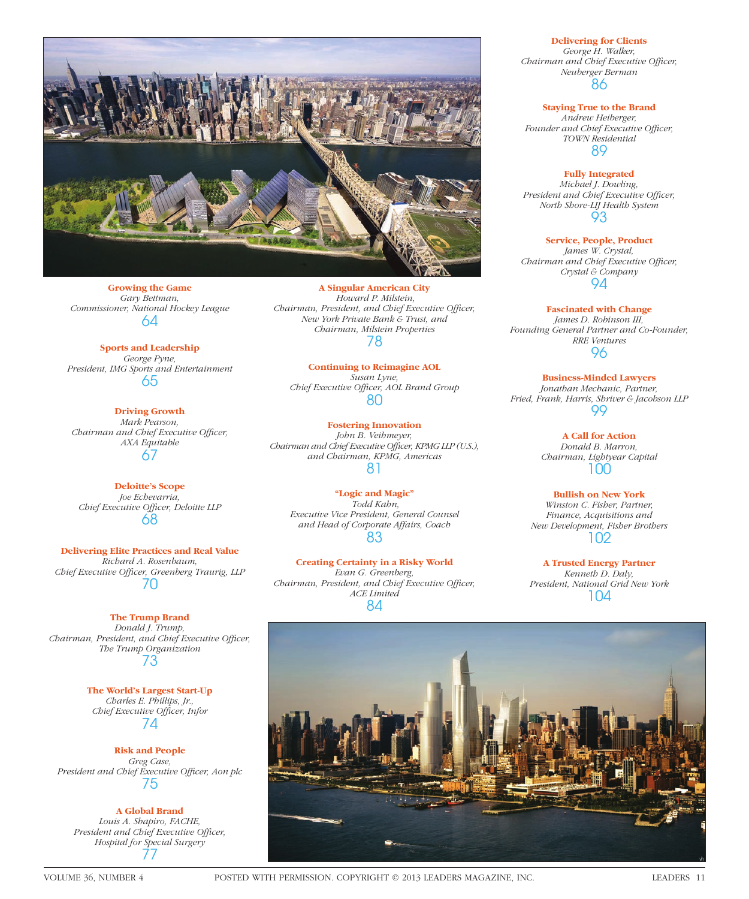**Growing the Game**
*Gary Bettman,*
*Commissioner, National Hockey League*
64

**Sports and Leadership**
*George Pyne,*
*President, IMG Sports and Entertainment*
65

**Driving Growth**
*Mark Pearson,*
*Chairman and Chief Executive Officer,*
*AXA Equitable*
67

**Deloitte's Scope**
*Joe Echevarria,*
*Chief Executive Officer, Deloitte LLP*
68

**Delivering Elite Practices and Real Value**
*Richard A. Rosenbaum,*
*Chief Executive Officer, Greenberg Traurig, LLP*
70

**The Trump Brand**
*Donald J. Trump,*
*Chairman, President, and Chief Executive Officer,*
*The Trump Organization*
73

**The World's Largest Start-Up**
*Charles E. Phillips, Jr.,*
*Chief Executive Officer, Infor*
74

**Risk and People**
*Greg Case,*
*President and Chief Executive Officer, Aon plc*
75

**A Global Brand**
*Louis A. Shapiro, FACHE,*
*President and Chief Executive Officer,*
*Hospital for Special Surgery*
77

**A Singular American City**
*Howard P. Milstein,*
*Chairman, President, and Chief Executive Officer,*
*New York Private Bank & Trust, and*
*Chairman, Milstein Properties*
78

**Continuing to Reimagine AOL**
*Susan Lyne,*
*Chief Executive Officer, AOL Brand Group*
80

**Fostering Innovation**
*John B. Veihmeyer,*
*Chairman and Chief Executive Officer, KPMG LLP (U.S.),*
*and Chairman, KPMG, Americas*
81

**"Logic and Magic"**
*Todd Kahn,*
*Executive Vice President, General Counsel*
*and Head of Corporate Affairs, Coach*
83

**Creating Certainty in a Risky World**
*Evan G. Greenberg,*
*Chairman, President, and Chief Executive Officer,*
*ACE Limited*
84

**Delivering for Clients**
*George H. Walker,*
*Chairman and Chief Executive Officer,*
*Neuberger Berman*
86

**Staying True to the Brand**
*Andrew Heiberger,*
*Founder and Chief Executive Officer,*
*TOWN Residential*
89

**Fully Integrated**
*Michael J. Dowling,*
*President and Chief Executive Officer,*
*North Shore-LIJ Health System*
93

**Service, People, Product**
*James W. Crystal,*
*Chairman and Chief Executive Officer,*
*Crystal & Company*
94

**Fascinated with Change**
*James D. Robinson III,*
*Founding General Partner and Co-Founder,*
*RRE Ventures*
96

**Business-Minded Lawyers**
*Jonathan Mechanic, Partner,*
*Fried, Frank, Harris, Shriver & Jacobson LLP*
99

**A Call for Action**
*Donald B. Marron,*
*Chairman, Lightyear Capital*
100

**Bullish on New York**
*Winston C. Fisher, Partner,*
*Finance, Acquisitions and*
*New Development, Fisher Brothers*
102

**A Trusted Energy Partner**
*Kenneth D. Daly,*
*President, National Grid New York*
104

POSTED WITH PERMISSION. COPYRIGHT © 2013 LEADERS MAGAZINE, INC.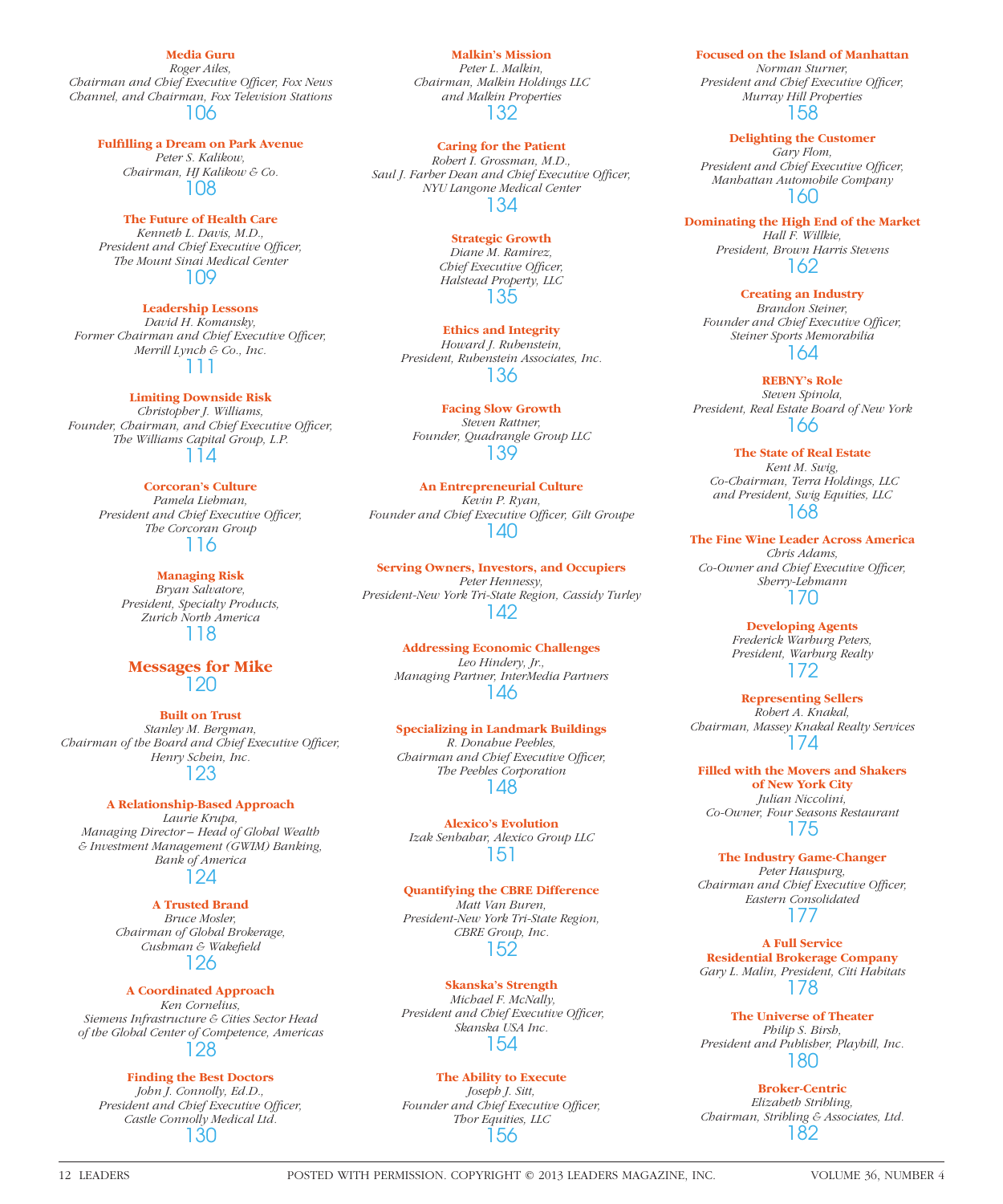**Media Guru**
*Roger Ailes,*
*Chairman and Chief Executive Officer, Fox News Channel, and Chairman, Fox Television Stations*
106

**Fulfilling a Dream on Park Avenue**
*Peter S. Kalikow,*
*Chairman, HJ Kalikow & Co.*
108

**The Future of Health Care**
*Kenneth L. Davis, M.D.,*
*President and Chief Executive Officer, The Mount Sinai Medical Center*
109

**Leadership Lessons**
*David H. Komansky,*
*Former Chairman and Chief Executive Officer, Merrill Lynch & Co., Inc.*
111

**Limiting Downside Risk**
*Christopher J. Williams,*
*Founder, Chairman, and Chief Executive Officer, The Williams Capital Group, L.P.*
114

**Corcoran's Culture**
*Pamela Liebman,*
*President and Chief Executive Officer, The Corcoran Group*
116

**Managing Risk**
*Bryan Salvatore,*
*President, Specialty Products, Zurich North America*
118

## Messages for Mike
120

**Built on Trust**
*Stanley M. Bergman,*
*Chairman of the Board and Chief Executive Officer, Henry Schein, Inc.*
123

**A Relationship-Based Approach**
*Laurie Krupa,*
*Managing Director – Head of Global Wealth & Investment Management (GWIM) Banking, Bank of America*
124

**A Trusted Brand**
*Bruce Mosler,*
*Chairman of Global Brokerage, Cushman & Wakefield*
126

**A Coordinated Approach**
*Ken Cornelius,*
*Siemens Infrastructure & Cities Sector Head of the Global Center of Competence, Americas*
128

**Finding the Best Doctors**
*John J. Connolly, Ed.D.,*
*President and Chief Executive Officer, Castle Connolly Medical Ltd.*
130

**Malkin's Mission**
*Peter L. Malkin,*
*Chairman, Malkin Holdings LLC and Malkin Properties*
132

**Caring for the Patient**
*Robert I. Grossman, M.D.,*
*Saul J. Farber Dean and Chief Executive Officer, NYU Langone Medical Center*
134

**Strategic Growth**
*Diane M. Ramirez,*
*Chief Executive Officer, Halstead Property, LLC*
135

**Ethics and Integrity**
*Howard J. Rubenstein,*
*President, Rubenstein Associates, Inc.*
136

**Facing Slow Growth**
*Steven Rattner,*
*Founder, Quadrangle Group LLC*
139

**An Entrepreneurial Culture**
*Kevin P. Ryan,*
*Founder and Chief Executive Officer, Gilt Groupe*
140

**Serving Owners, Investors, and Occupiers**
*Peter Hennessy,*
*President-New York Tri-State Region, Cassidy Turley*
142

**Addressing Economic Challenges**
*Leo Hindery, Jr.,*
*Managing Partner, InterMedia Partners*
146

**Specializing in Landmark Buildings**
*R. Donahue Peebles,*
*Chairman and Chief Executive Officer, The Peebles Corporation*
148

**Alexico's Evolution**
*Izak Senbahar, Alexico Group LLC*
151

**Quantifying the CBRE Difference**
*Matt Van Buren,*
*President-New York Tri-State Region, CBRE Group, Inc.*
152

**Skanska's Strength**
*Michael F. McNally,*
*President and Chief Executive Officer, Skanska USA Inc.*
154

**The Ability to Execute**
*Joseph J. Sitt,*
*Founder and Chief Executive Officer, Thor Equities, LLC*
156

**Focused on the Island of Manhattan**
*Norman Sturner,*
*President and Chief Executive Officer, Murray Hill Properties*
158

**Delighting the Customer**
*Gary Flom,*
*President and Chief Executive Officer, Manhattan Automobile Company*
160

**Dominating the High End of the Market**
*Hall F. Willkie,*
*President, Brown Harris Stevens*
162

**Creating an Industry**
*Brandon Steiner,*
*Founder and Chief Executive Officer, Steiner Sports Memorabilia*
164

**REBNY's Role**
*Steven Spinola,*
*President, Real Estate Board of New York*
166

**The State of Real Estate**
*Kent M. Swig,*
*Co-Chairman, Terra Holdings, LLC and President, Swig Equities, LLC*
168

**The Fine Wine Leader Across America**
*Chris Adams,*
*Co-Owner and Chief Executive Officer, Sherry-Lehmann*
170

**Developing Agents**
*Frederick Warburg Peters,*
*President, Warburg Realty*
172

**Representing Sellers**
*Robert A. Knakal,*
*Chairman, Massey Knakal Realty Services*
174

**Filled with the Movers and Shakers of New York City**
*Julian Niccolini,*
*Co-Owner, Four Seasons Restaurant*
175

**The Industry Game-Changer**
*Peter Hauspurg,*
*Chairman and Chief Executive Officer, Eastern Consolidated*
177

**A Full Service Residential Brokerage Company**
*Gary L. Malin, President, Citi Habitats*
178

**The Universe of Theater**
*Philip S. Birsh,*
*President and Publisher, Playbill, Inc.*
180

**Broker-Centric**
*Elizabeth Stribling,*
*Chairman, Stribling & Associates, Ltd.*
182

POSTED WITH PERMISSION. COPYRIGHT © 2013 LEADERS MAGAZINE, INC.